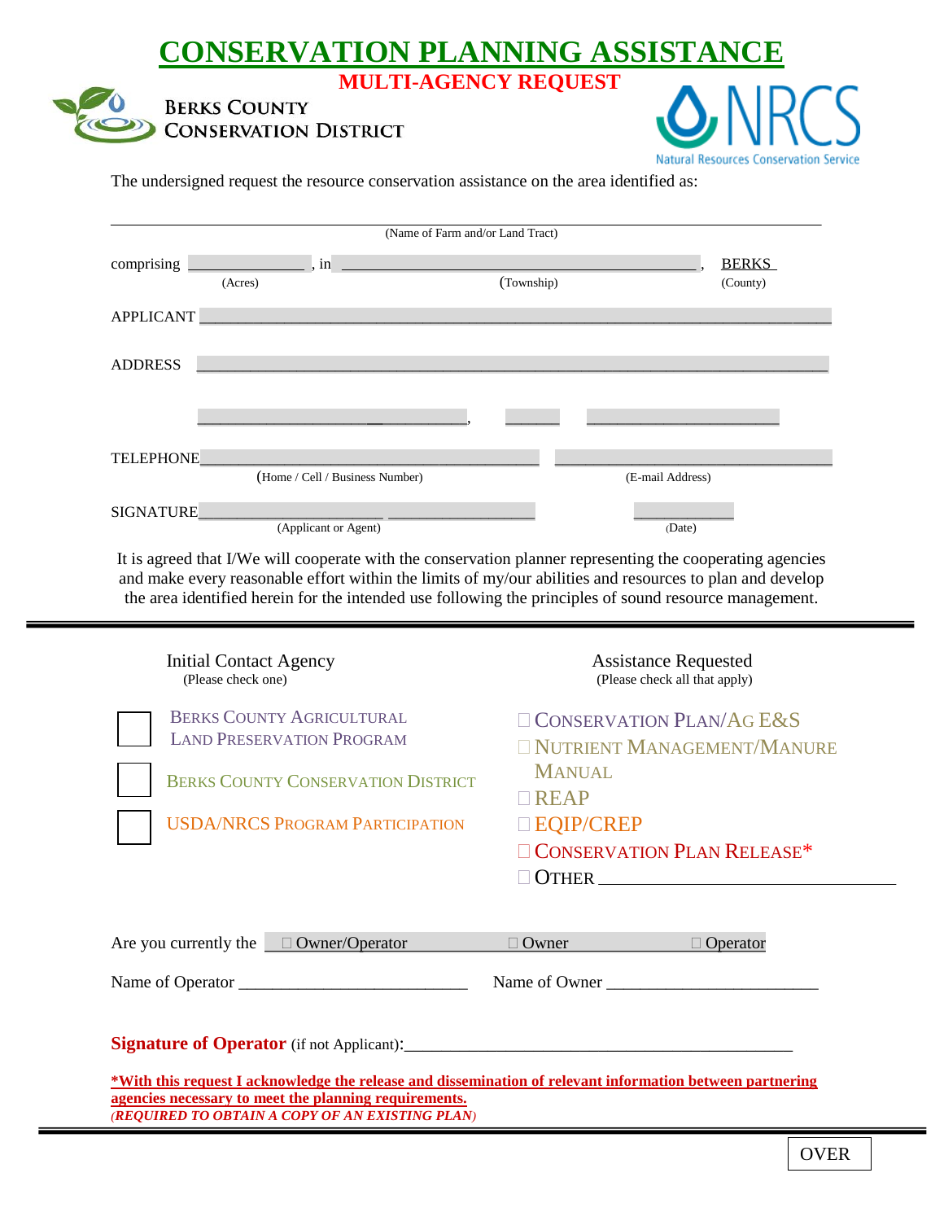# CONSERVATION PLANNING ASSISTANCE

## MULTI-AGENCY REQUEST

BERKS COUNTY CONSERVATION DISTRICT

NRCS Natural Resources Conservation Service

The undersigned request the resource conservation assistance on the area identified as:

______________________________________________________________________
(Name of Farm and/or Land Tract)

comprising ______________ (Acres), in ______________________________ (Township), BERKS (County)

APPLICANT ____________________________________________

ADDRESS ____________________________________________

______________________, ______ ______________

TELEPHONE ______________________ (Home / Cell / Business Number) ______________________ (E-mail Address)

SIGNATURE ______________________ (Applicant or Agent) ____________ (Date)

It is agreed that I/We will cooperate with the conservation planner representing the cooperating agencies and make every reasonable effort within the limits of my/our abilities and resources to plan and develop the area identified herein for the intended use following the principles of sound resource management.

---

**Initial Contact Agency**
(Please check one)

- ☐ BERKS COUNTY AGRICULTURAL LAND PRESERVATION PROGRAM
- ☐ BERKS COUNTY CONSERVATION DISTRICT
- ☐ USDA/NRCS PROGRAM PARTICIPATION

**Assistance Requested**
(Please check all that apply)

- ☐ CONSERVATION PLAN/AG E&S
- ☐ NUTRIENT MANAGEMENT/MANURE MANUAL
- ☐ REAP
- ☐ EQIP/CREP
- ☐ CONSERVATION PLAN RELEASE*
- ☐ OTHER ______________________

Are you currently the ☐ Owner/Operator ☐ Owner ☐ Operator

Name of Operator ______________________ Name of Owner ______________________

**Signature of Operator** (if not Applicant):________________________________________

**\*With this request I acknowledge the release and dissemination of relevant information between partnering agencies necessary to meet the planning requirements.**
***(REQUIRED TO OBTAIN A COPY OF AN EXISTING PLAN)***

OVER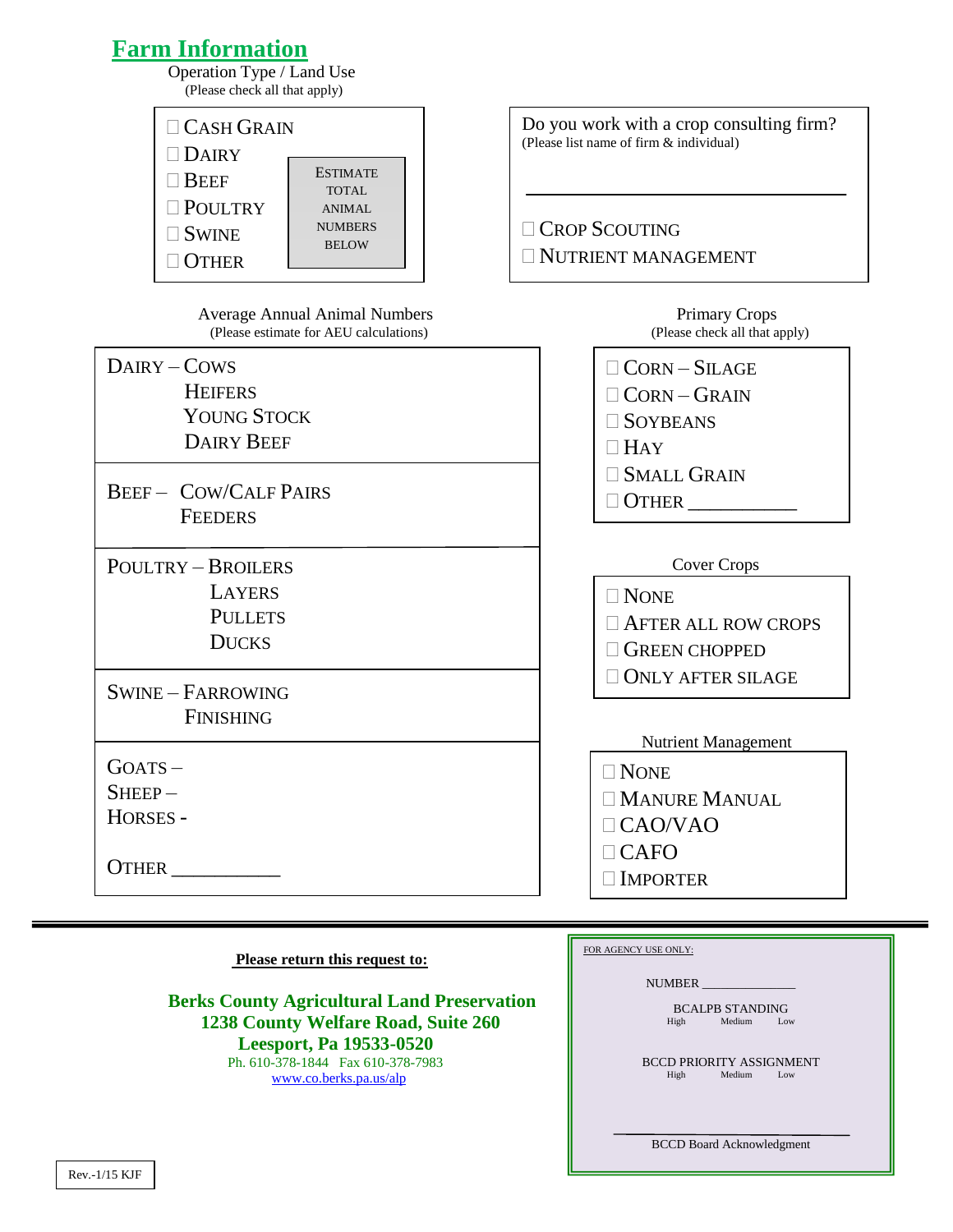## Farm Information

Operation Type / Land Use
(Please check all that apply)

- ☐ Cash Grain
- ☐ Dairy
- ☐ Beef
- ☐ Poultry
- ☐ Swine
- ☐ Other

Estimate total animal numbers below

Do you work with a crop consulting firm?
(Please list name of firm & individual)

______________________________

- ☐ Crop Scouting
- ☐ Nutrient Management

Average Annual Animal Numbers
(Please estimate for AEU calculations)

| |
|---|
| Dairy – Cows<br>Heifers<br>Young Stock<br>Dairy Beef |
| Beef – Cow/Calf Pairs<br>Feeders |
| Poultry – Broilers<br>Layers<br>Pullets<br>Ducks |
| Swine – Farrowing<br>Finishing |
| Goats –<br>Sheep –<br>Horses -<br><br>Other ___________ |

Primary Crops
(Please check all that apply)

- ☐ Corn – Silage
- ☐ Corn – Grain
- ☐ Soybeans
- ☐ Hay
- ☐ Small Grain
- ☐ Other ___________

Cover Crops

- ☐ None
- ☐ After all row crops
- ☐ Green chopped
- ☐ Only after silage

Nutrient Management

- ☐ None
- ☐ Manure Manual
- ☐ CAO/VAO
- ☐ CAFO
- ☐ Importer

---

**Please return this request to:**

**Berks County Agricultural Land Preservation**
**1238 County Welfare Road, Suite 260**
**Leesport, Pa 19533-0520**
Ph. 610-378-1844 Fax 610-378-7983
www.co.berks.pa.us/alp

FOR AGENCY USE ONLY:

NUMBER _____________

BCALPB STANDING
High Medium Low

BCCD PRIORITY ASSIGNMENT
High Medium Low

______________________________
BCCD Board Acknowledgment

Rev.-1/15 KJF